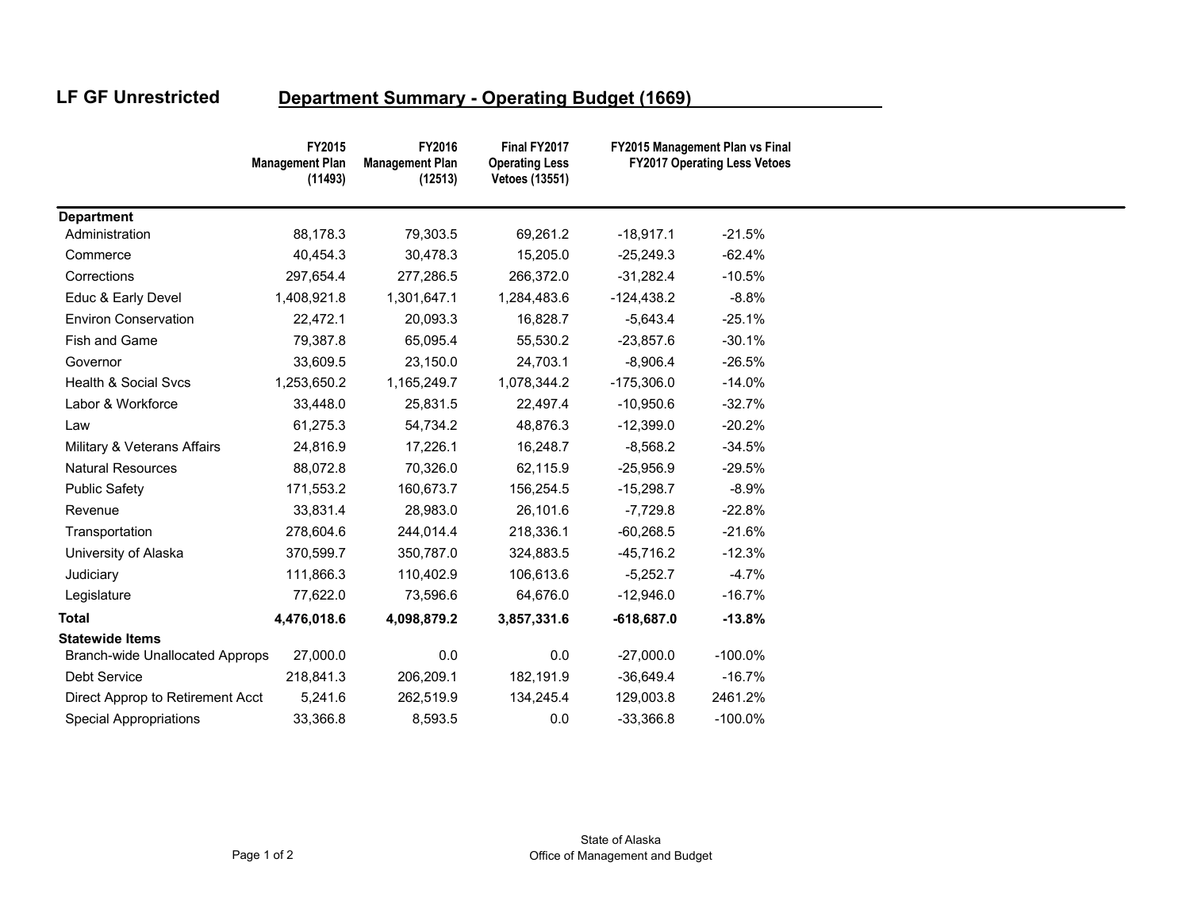**LF GF Unrestricted** **Department Summary - Operating Budget (1669)**

| | FY2015 Management Plan (11493) | FY2016 Management Plan (12513) | Final FY2017 Operating Less Vetoes (13551) | FY2015 Management Plan vs Final FY2017 Operating Less Vetoes | |
|---|---|---|---|---|---|
| **Department** | | | | | |
| Administration | 88,178.3 | 79,303.5 | 69,261.2 | -18,917.1 | -21.5% |
| Commerce | 40,454.3 | 30,478.3 | 15,205.0 | -25,249.3 | -62.4% |
| Corrections | 297,654.4 | 277,286.5 | 266,372.0 | -31,282.4 | -10.5% |
| Educ & Early Devel | 1,408,921.8 | 1,301,647.1 | 1,284,483.6 | -124,438.2 | -8.8% |
| Environ Conservation | 22,472.1 | 20,093.3 | 16,828.7 | -5,643.4 | -25.1% |
| Fish and Game | 79,387.8 | 65,095.4 | 55,530.2 | -23,857.6 | -30.1% |
| Governor | 33,609.5 | 23,150.0 | 24,703.1 | -8,906.4 | -26.5% |
| Health & Social Svcs | 1,253,650.2 | 1,165,249.7 | 1,078,344.2 | -175,306.0 | -14.0% |
| Labor & Workforce | 33,448.0 | 25,831.5 | 22,497.4 | -10,950.6 | -32.7% |
| Law | 61,275.3 | 54,734.2 | 48,876.3 | -12,399.0 | -20.2% |
| Military & Veterans Affairs | 24,816.9 | 17,226.1 | 16,248.7 | -8,568.2 | -34.5% |
| Natural Resources | 88,072.8 | 70,326.0 | 62,115.9 | -25,956.9 | -29.5% |
| Public Safety | 171,553.2 | 160,673.7 | 156,254.5 | -15,298.7 | -8.9% |
| Revenue | 33,831.4 | 28,983.0 | 26,101.6 | -7,729.8 | -22.8% |
| Transportation | 278,604.6 | 244,014.4 | 218,336.1 | -60,268.5 | -21.6% |
| University of Alaska | 370,599.7 | 350,787.0 | 324,883.5 | -45,716.2 | -12.3% |
| Judiciary | 111,866.3 | 110,402.9 | 106,613.6 | -5,252.7 | -4.7% |
| Legislature | 77,622.0 | 73,596.6 | 64,676.0 | -12,946.0 | -16.7% |
| **Total** | **4,476,018.6** | **4,098,879.2** | **3,857,331.6** | **-618,687.0** | **-13.8%** |
| **Statewide Items** | | | | | |
| Branch-wide Unallocated Approps | 27,000.0 | 0.0 | 0.0 | -27,000.0 | -100.0% |
| Debt Service | 218,841.3 | 206,209.1 | 182,191.9 | -36,649.4 | -16.7% |
| Direct Approp to Retirement Acct | 5,241.6 | 262,519.9 | 134,245.4 | 129,003.8 | 2461.2% |
| Special Appropriations | 33,366.8 | 8,593.5 | 0.0 | -33,366.8 | -100.0% |

State of Alaska
Office of Management and Budget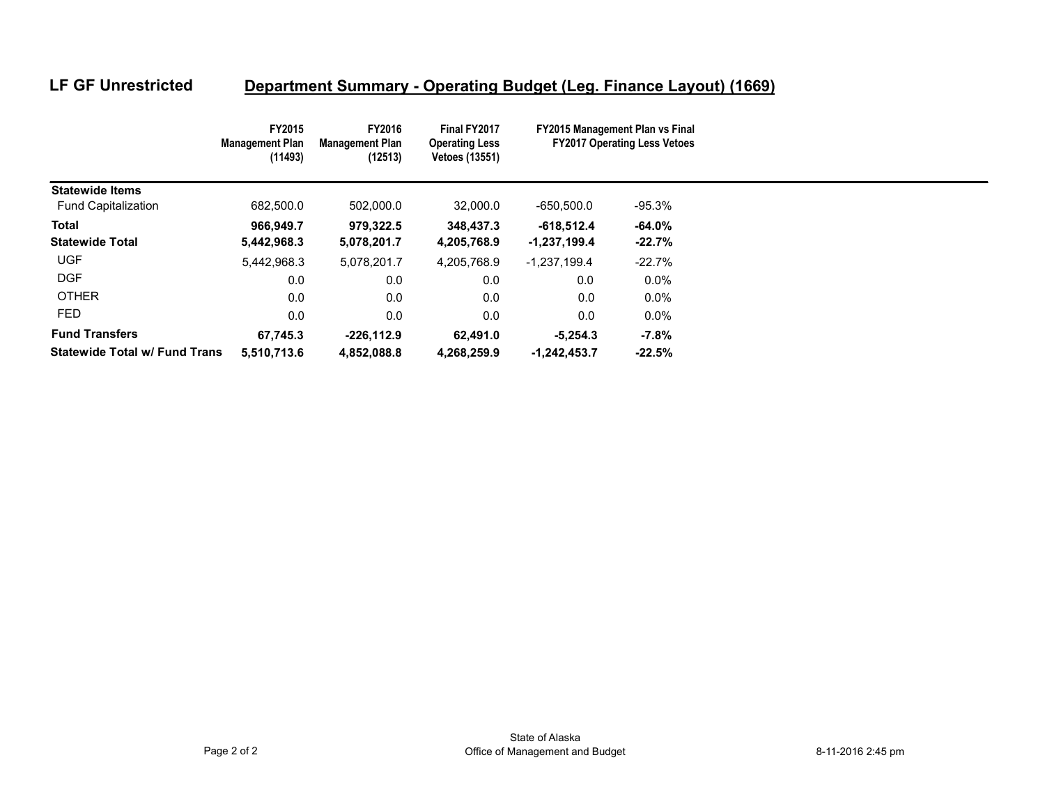**LF GF Unrestricted**

## Department Summary - Operating Budget (Leg. Finance Layout) (1669)

| | FY2015 Management Plan (11493) | FY2016 Management Plan (12513) | Final FY2017 Operating Less Vetoes (13551) | FY2015 Management Plan vs Final FY2017 Operating Less Vetoes | |
|---|---|---|---|---|---|
| **Statewide Items** | | | | | |
| Fund Capitalization | 682,500.0 | 502,000.0 | 32,000.0 | -650,500.0 | -95.3% |
| **Total** | **966,949.7** | **979,322.5** | **348,437.3** | **-618,512.4** | **-64.0%** |
| **Statewide Total** | **5,442,968.3** | **5,078,201.7** | **4,205,768.9** | **-1,237,199.4** | **-22.7%** |
| UGF | 5,442,968.3 | 5,078,201.7 | 4,205,768.9 | -1,237,199.4 | -22.7% |
| DGF | 0.0 | 0.0 | 0.0 | 0.0 | 0.0% |
| OTHER | 0.0 | 0.0 | 0.0 | 0.0 | 0.0% |
| FED | 0.0 | 0.0 | 0.0 | 0.0 | 0.0% |
| **Fund Transfers** | **67,745.3** | **-226,112.9** | **62,491.0** | **-5,254.3** | **-7.8%** |
| **Statewide Total w/ Fund Trans** | **5,510,713.6** | **4,852,088.8** | **4,268,259.9** | **-1,242,453.7** | **-22.5%** |

State of Alaska
Office of Management and Budget

8-11-2016 2:45 pm